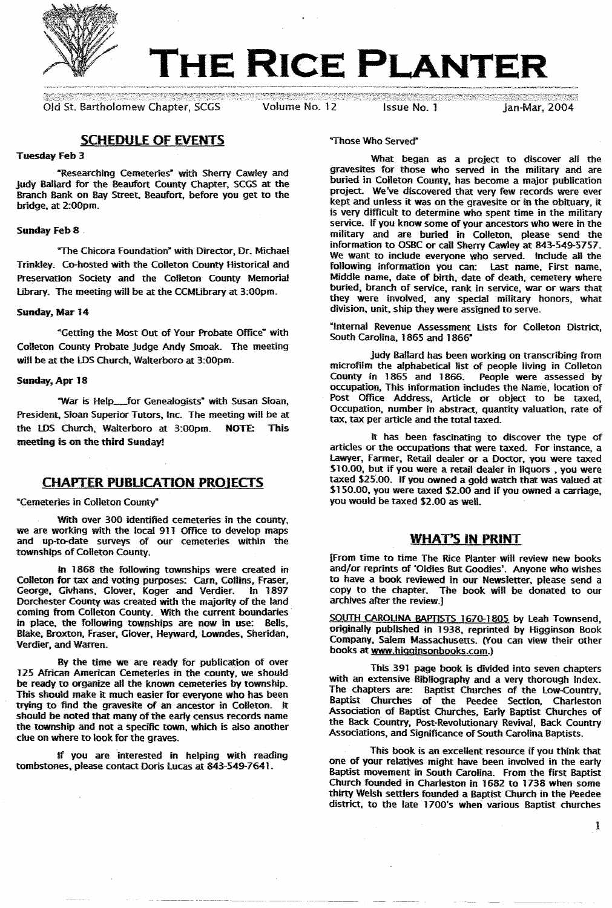# THE RICE PLANTER

Old St. Bartholomew Chapter, SCGS Volume No. 12 Issue No. 1 Jan-Mar, 2004

## SCHEDULE OF EVENTS

**Tuesday Feb 3**

"Researching Cemeteries" with Sherry Cawley and Judy Ballard for the Beaufort County Chapter, SCGS at the Branch Bank on Bay Street, Beaufort, before you get to the bridge, at 2:00pm.

**Sunday Feb 8**

"The Chicora Foundation" with Director, Dr. Michael Trinkley. Co-hosted with the Colleton County Historical and Preservation Society and the Colleton County Memorial Library. The meeting will be at the CCMLibrary at 3:00pm.

**Sunday, Mar 14**

"Getting the Most Out of Your Probate Office" with Colleton County Probate Judge Andy Smoak. The meeting will be at the LDS Church, Walterboro at 3:00pm.

**Sunday, Apr 18**

"War is Help___for Genealogists" with Susan Sloan, President, Sloan Superior Tutors, Inc. The meeting will be at the LDS Church, Walterboro at 3:00pm. **NOTE: This meeting is on the third Sunday!**

## CHAPTER PUBLICATION PROJECTS

"Cemeteries in Colleton County"

With over 300 identified cemeteries in the county, we are working with the local 911 Office to develop maps and up-to-date surveys of our cemeteries within the townships of Colleton County.

In 1868 the following townships were created in Colleton for tax and voting purposes: Carn, Collins, Fraser, George, Givhans, Glover, Koger and Verdier. In 1897 Dorchester County was created with the majority of the land coming from Colleton County. With the current boundaries in place, the following townships are now in use: Bells, Blake, Broxton, Fraser, Glover, Heyward, Lowndes, Sheridan, Verdier, and Warren.

By the time we are ready for publication of over 125 African American Cemeteries in the county, we should be ready to organize all the known cemeteries by township. This should make it much easier for everyone who has been trying to find the gravesite of an ancestor in Colleton. It should be noted that many of the early census records name the township and not a specific town, which is also another clue on where to look for the graves.

If you are interested in helping with reading tombstones, please contact Doris Lucas at 843-549-7641.

"Those Who Served"

What began as a project to discover all the gravesites for those who served in the military and are buried in Colleton County, has become a major publication project. We've discovered that very few records were ever kept and unless it was on the gravesite or in the obituary, it is very difficult to determine who spent time in the military service. If you know some of your ancestors who were in the military and are buried in Colleton, please send the information to OSBC or call Sherry Cawley at 843-549-5757. We want to include everyone who served. Include all the following information you can: Last name, First name, Middle name, date of birth, date of death, cemetery where buried, branch of service, rank in service, war or wars that they were involved, any special military honors, what division, unit, ship they were assigned to serve.

"Internal Revenue Assessment Lists for Colleton District, South Carolina, 1865 and 1866"

Judy Ballard has been working on transcribing from microfilm the alphabetical list of people living in Colleton County in 1865 and 1866. People were assessed by occupation, This information includes the Name, location of Post Office Address, Article or object to be taxed, Occupation, number in abstract, quantity valuation, rate of tax, tax per article and the total taxed.

It has been fascinating to discover the type of articles or the occupations that were taxed. For instance, a Lawyer, Farmer, Retail dealer or a Doctor, you were taxed $10.00, but if you were a retail dealer in liquors , you were taxed $25.00. If you owned a gold watch that was valued at $150.00, you were taxed $2.00 and if you owned a carriage, you would be taxed $2.00 as well.

## WHAT'S IN PRINT

[From time to time The Rice Planter will review new books and/or reprints of 'Oldies But Goodies'. Anyone who wishes to have a book reviewed in our Newsletter, please send a copy to the chapter. The book will be donated to our archives after the review.]

SOUTH CAROLINA BAPTISTS 1670-1805 by Leah Townsend, originally published in 1938, reprinted by Higginson Book Company, Salem Massachusetts. (You can view their other books at www.higginsonbooks.com.)

This 391 page book is divided into seven chapters with an extensive Bibliography and a very thorough Index. The chapters are: Baptist Churches of the Low-Country, Baptist Churches of the Peedee Section, Charleston Association of Baptist Churches, Early Baptist Churches of the Back Country, Post-Revolutionary Revival, Back Country Associations, and Significance of South Carolina Baptists.

This book is an excellent resource if you think that one of your relatives might have been involved in the early Baptist movement in South Carolina. From the first Baptist Church founded in Charleston in 1682 to 1738 when some thirty Welsh settlers founded a Baptist Church in the Peedee district, to the late 1700's when various Baptist churches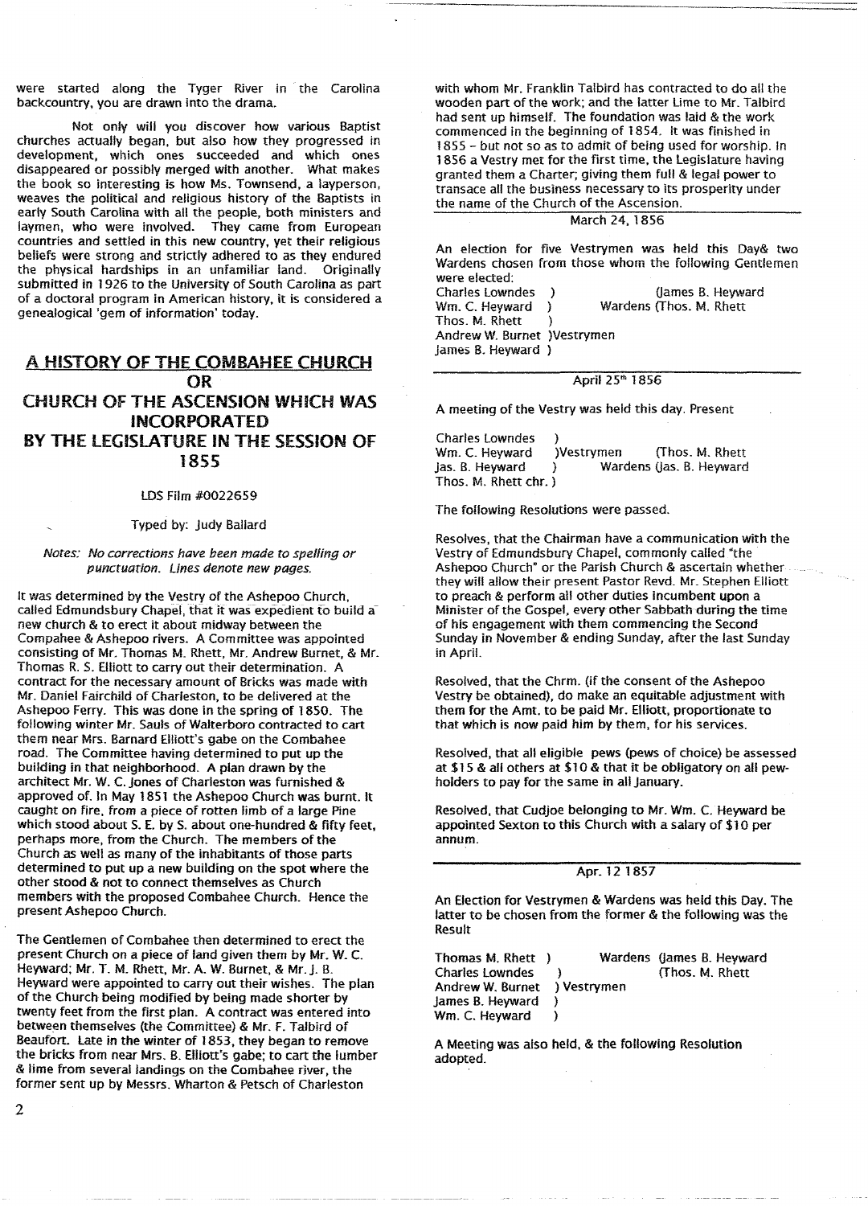were started along the Tyger River in the Carolina backcountry, you are drawn into the drama.

Not only will you discover how various Baptist churches actually began, but also how they progressed in development, which ones succeeded and which ones disappeared or possibly merged with another. What makes the book so interesting is how Ms. Townsend, a layperson, weaves the political and religious history of the Baptists in early South Carolina with all the people, both ministers and laymen, who were involved. They came from European countries and settled in this new country, yet their religious beliefs were strong and strictly adhered to as they endured the physical hardships in an unfamiliar land. Originally submitted in 1926 to the University of South Carolina as part of a doctoral program in American history, it is considered a genealogical 'gem of information' today.

## A HISTORY OF THE COMBAHEE CHURCH OR CHURCH OF THE ASCENSION WHICH WAS INCORPORATED BY THE LEGISLATURE IN THE SESSION OF 1855

LDS Film #0022659

Typed by: Judy Ballard

*Notes: No corrections have been made to spelling or punctuation. Lines denote new pages.*

It was determined by the Vestry of the Ashepoo Church, called Edmundsbury Chapel, that it was expedient to build a new church & to erect it about midway between the Compahee & Ashepoo rivers. A Committee was appointed consisting of Mr. Thomas M. Rhett, Mr. Andrew Burnet, & Mr. Thomas R. S. Elliott to carry out their determination. A contract for the necessary amount of Bricks was made with Mr. Daniel Fairchild of Charleston, to be delivered at the Ashepoo Ferry. This was done in the spring of 1850. The following winter Mr. Sauls of Walterboro contracted to cart them near Mrs. Barnard Elliott's gabe on the Combahee road. The Committee having determined to put up the building in that neighborhood. A plan drawn by the architect Mr. W. C. Jones of Charleston was furnished & approved of. In May 1851 the Ashepoo Church was burnt. It caught on fire, from a piece of rotten limb of a large Pine which stood about S. E. by S. about one-hundred & fifty feet, perhaps more, from the Church. The members of the Church as well as many of the inhabitants of those parts determined to put up a new building on the spot where the other stood & not to connect themselves as Church members with the proposed Combahee Church. Hence the present Ashepoo Church.

The Gentlemen of Combahee then determined to erect the present Church on a piece of land given them by Mr. W. C. Heyward; Mr. T. M. Rhett, Mr. A. W. Burnet, & Mr. J. B. Heyward were appointed to carry out their wishes. The plan of the Church being modified by being made shorter by twenty feet from the first plan. A contract was entered into between themselves (the Committee) & Mr. F. Talbird of Beaufort. Late in the winter of 1853, they began to remove the bricks from near Mrs. B. Elliott's gabe; to cart the lumber & lime from several landings on the Combahee river, the former sent up by Messrs. Wharton & Petsch of Charleston with whom Mr. Franklin Talbird has contracted to do all the wooden part of the work; and the latter Lime to Mr. Talbird had sent up himself. The foundation was laid & the work commenced in the beginning of 1854. It was finished in 1855 - but not so as to admit of being used for worship. In 1856 a Vestry met for the first time, the Legislature having granted them a Charter; giving them full & legal power to transace all the business necessary to its prosperity under the name of the Church of the Ascension.

---

March 24, 1856

An election for five Vestrymen was held this Day& two Wardens chosen from those whom the following Gentlemen were elected:

Charles Lowndes )
Wm. C. Heyward )
Thos. M. Rhett )
Andrew W. Burnet )Vestrymen
James B. Heyward )

(James B. Heyward
Wardens (Thos. M. Rhett

---

April 25[th] 1856

A meeting of the Vestry was held this day. Present

Charles Lowndes )
Wm. C. Heyward )Vestrymen
Jas. B. Heyward )
Thos. M. Rhett chr. )

(Thos. M. Rhett
Wardens (Jas. B. Heyward

The following Resolutions were passed.

Resolves, that the Chairman have a communication with the Vestry of Edmundsbury Chapel, commonly called "the Ashepoo Church" or the Parish Church & ascertain whether they will allow their present Pastor Revd. Mr. Stephen Elliott to preach & perform all other duties incumbent upon a Minister of the Gospel, every other Sabbath during the time of his engagement with them commencing the Second Sunday in November & ending Sunday, after the last Sunday in April.

Resolved, that the Chrm. (if the consent of the Ashepoo Vestry be obtained), do make an equitable adjustment with them for the Amt. to be paid Mr. Elliott, proportionate to that which is now paid him by them, for his services.

Resolved, that all eligible pews (pews of choice) be assessed at $15 & all others at $10 & that it be obligatory on all pew-holders to pay for the same in all January.

Resolved, that Cudjoe belonging to Mr. Wm. C. Heyward be appointed Sexton to this Church with a salary of $10 per annum.

---

Apr. 12 1857

An Election for Vestrymen & Wardens was held this Day. The latter to be chosen from the former & the following was the Result

Thomas M. Rhett )
Charles Lowndes )
Andrew W. Burnet ) Vestrymen
James B. Heyward )
Wm. C. Heyward )

Wardens (James B. Heyward
(Thos. M. Rhett

A Meeting was also held, & the following Resolution adopted.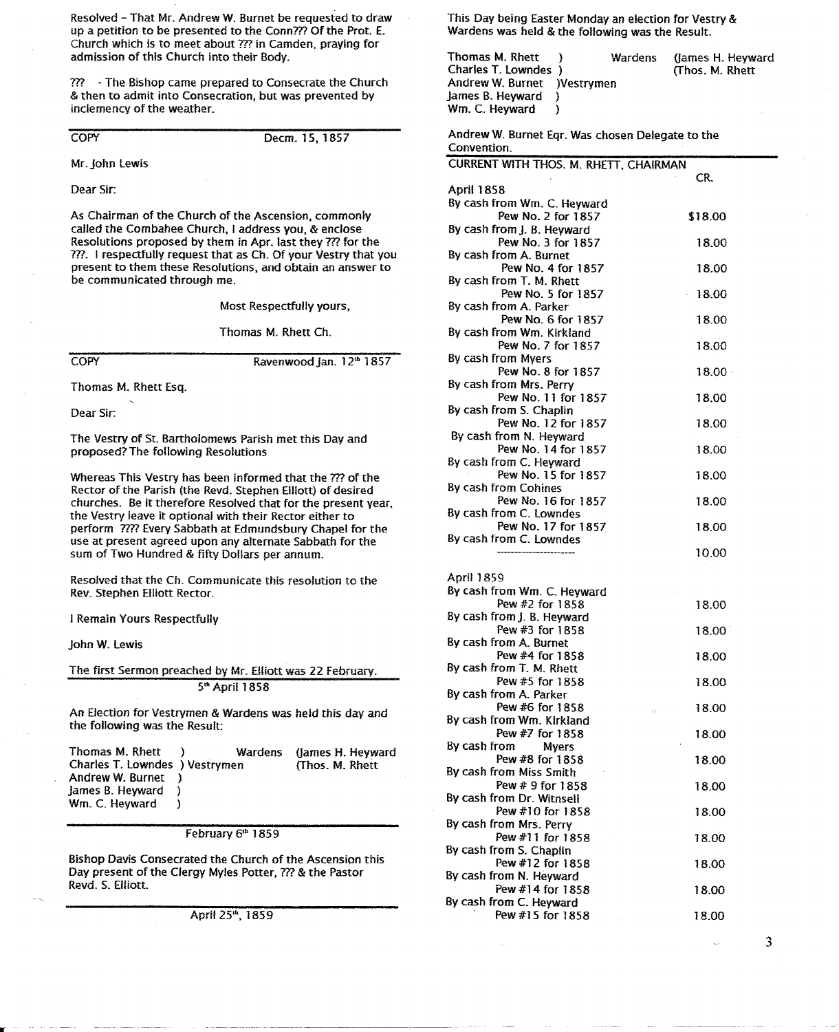Resolved – That Mr. Andrew W. Burnet be requested to draw up a petition to be presented to the Conn??? Of the Prot. E. Church which is to meet about ??? in Camden, praying for admission of this Church into their Body.

??? - The Bishop came prepared to Consecrate the Church & then to admit into Consecration, but was prevented by inclemency of the weather.

---

COPY Decem. 15, 1857

Mr. John Lewis

Dear Sir:

As Chairman of the Church of the Ascension, commonly called the Combahee Church, I address you, & enclose Resolutions proposed by them in Apr. last they ??? for the ???. I respectfully request that as Ch. Of your Vestry that you present to them these Resolutions, and obtain an answer to be communicated through me.

Most Respectfully yours,

Thomas M. Rhett Ch.

---

COPY Ravenwood Jan. 12th 1857

Thomas M. Rhett Esq.

Dear Sir:

The Vestry of St. Bartholomews Parish met this Day and proposed? The following Resolutions

Whereas This Vestry has been informed that the ??? of the Rector of the Parish (the Revd. Stephen Elliott) of desired churches. Be it therefore Resolved that for the present year, the Vestry leave it optional with their Rector either to perform ???? Every Sabbath at Edmundsbury Chapel for the use at present agreed upon any alternate Sabbath for the sum of Two Hundred & fifty Dollars per annum.

Resolved that the Ch. Communicate this resolution to the Rev. Stephen Elliott Rector.

I Remain Yours Respectfully

John W. Lewis

The first Sermon preached by Mr. Elliott was 22 February.

---

5th April 1858

An Election for Vestrymen & Wardens was held this day and the following was the Result:

Thomas M. Rhett )
Charles T. Lowndes ) Vestrymen
Andrew W. Burnet )
James B. Heyward )
Wm. C. Heyward )

Wardens (James H. Heyward
(Thos. M. Rhett

---

February 6th 1859

Bishop Davis Consecrated the Church of the Ascension this Day present of the Clergy Myles Potter, ??? & the Pastor Revd. S. Elliott.

---

April 25th, 1859

This Day being Easter Monday an election for Vestry & Wardens was held & the following was the Result.

Thomas M. Rhett )
Charles T. Lowndes )
Andrew W. Burnet )Vestrymen
James B. Heyward )
Wm. C. Heyward )

Wardens (James H. Heyward
(Thos. M. Rhett

Andrew W. Burnet Eqr. Was chosen Delegate to the Convention.

---

CURRENT WITH THOS. M. RHETT, CHAIRMAN

| | CR. |
|---|---|
| **April 1858** | |
| By cash from Wm. C. Heyward Pew No. 2 for 1857 | $18.00 |
| By cash from J. B. Heyward Pew No. 3 for 1857 | 18.00 |
| By cash from A. Burnet Pew No. 4 for 1857 | 18.00 |
| By cash from T. M. Rhett Pew No. 5 for 1857 | 18.00 |
| By cash from A. Parker Pew No. 6 for 1857 | 18.00 |
| By cash from Wm. Kirkland Pew No. 7 for 1857 | 18.00 |
| By cash from Myers Pew No. 8 for 1857 | 18.00 |
| By cash from Mrs. Perry Pew No. 11 for 1857 | 18.00 |
| By cash from S. Chaplin Pew No. 12 for 1857 | 18.00 |
| By cash from N. Heyward Pew No. 14 for 1857 | 18.00 |
| By cash from C. Heyward Pew No. 15 for 1857 | 18.00 |
| By cash from Cohines Pew No. 16 for 1857 | 18.00 |
| By cash from C. Lowndes Pew No. 17 for 1857 | 18.00 |
| By cash from C. Lowndes ---------------------- | 10.00 |
| **April 1859** | |
| By cash from Wm. C. Heyward Pew #2 for 1858 | 18.00 |
| By cash from J. B. Heyward Pew #3 for 1858 | 18.00 |
| By cash from A. Burnet Pew #4 for 1858 | 18.00 |
| By cash from T. M. Rhett Pew #5 for 1858 | 18.00 |
| By cash from A. Parker Pew #6 for 1858 | 18.00 |
| By cash from Wm. Kirkland Pew #7 for 1858 | 18.00 |
| By cash from Myers Pew #8 for 1858 | 18.00 |
| By cash from Miss Smith Pew # 9 for 1858 | 18.00 |
| By cash from Dr. Witnsell Pew #10 for 1858 | 18.00 |
| By cash from Mrs. Perry Pew #11 for 1858 | 18.00 |
| By cash from S. Chaplin Pew #12 for 1858 | 18.00 |
| By cash from N. Heyward Pew #14 for 1858 | 18.00 |
| By cash from C. Heyward Pew #15 for 1858 | 18.00 |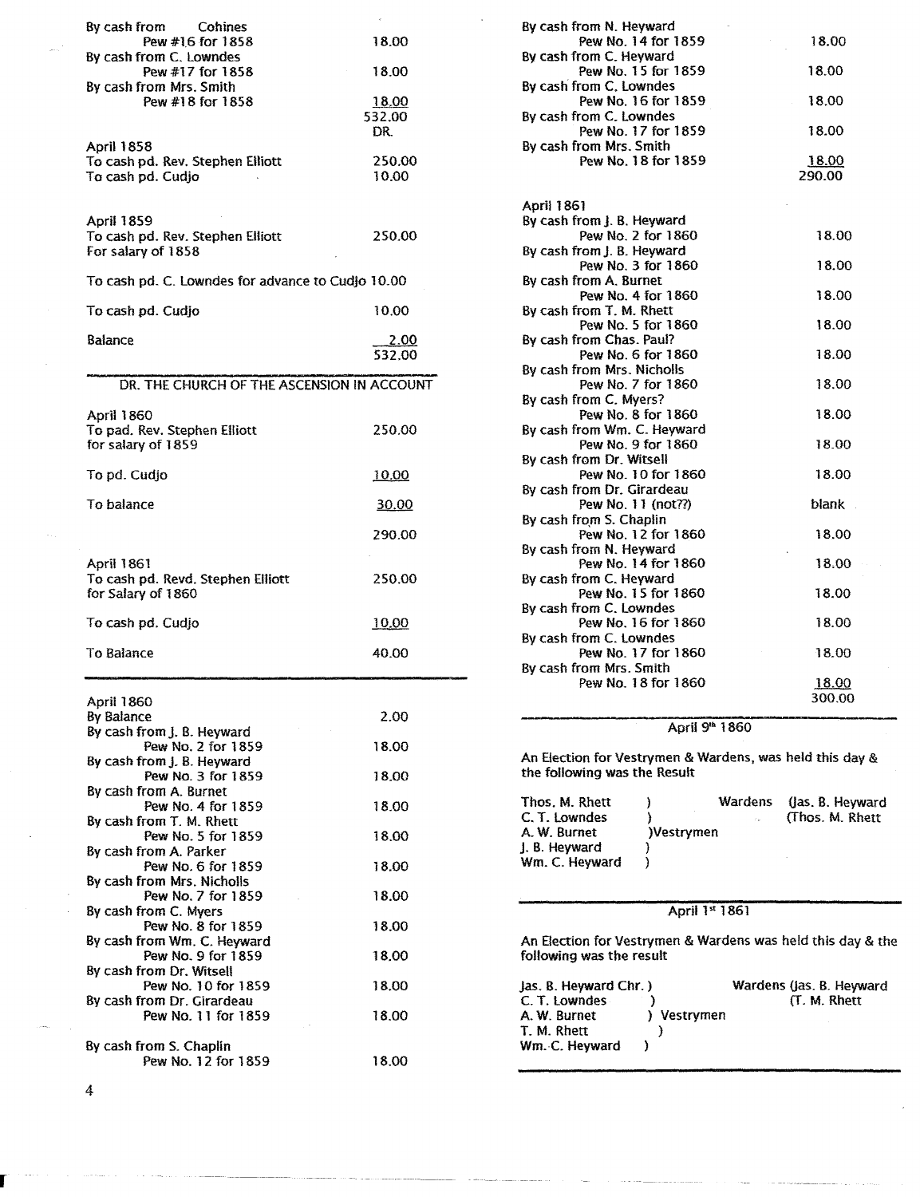| | |
|---|---|
| By cash from Cohines Pew #16 for 1858 | 18.00 |
| By cash from C. Lowndes Pew #17 for 1858 | 18.00 |
| By cash from Mrs. Smith Pew #18 for 1858 | 18.00 |
| | 532.00 |
| | DR. |
| April 1858 | |
| To cash pd. Rev. Stephen Elliott | 250.00 |
| To cash pd. Cudjo | 10.00 |
| April 1859 | |
| To cash pd. Rev. Stephen Elliott For salary of 1858 | 250.00 |
| To cash pd. C. Lowndes for advance to Cudjo | 10.00 |
| To cash pd. Cudjo | 10.00 |
| Balance | 2.00 |
| | 532.00 |

DR. THE CHURCH OF THE ASCENSION IN ACCOUNT

| | |
|---|---|
| April 1860 | |
| To pad. Rev. Stephen Elliott for salary of 1859 | 250.00 |
| To pd. Cudjo | 10.00 |
| To balance | 30.00 |
| | 290.00 |
| April 1861 | |
| To cash pd. Revd. Stephen Elliott for Salary of 1860 | 250.00 |
| To cash pd. Cudjo | 10.00 |
| To Balance | 40.00 |

| | |
|---|---|
| April 1860 | |
| By Balance | 2.00 |
| By cash from J. B. Heyward Pew No. 2 for 1859 | 18.00 |
| By cash from J. B. Heyward Pew No. 3 for 1859 | 18.00 |
| By cash from A. Burnet Pew No. 4 for 1859 | 18.00 |
| By cash from T. M. Rhett Pew No. 5 for 1859 | 18.00 |
| By cash from A. Parker Pew No. 6 for 1859 | 18.00 |
| By cash from Mrs. Nicholls Pew No. 7 for 1859 | 18.00 |
| By cash from C. Myers Pew No. 8 for 1859 | 18.00 |
| By cash from Wm. C. Heyward Pew No. 9 for 1859 | 18.00 |
| By cash from Dr. Witsell Pew No. 10 for 1859 | 18.00 |
| By cash from Dr. Girardeau Pew No. 11 for 1859 | 18.00 |
| By cash from S. Chaplin Pew No. 12 for 1859 | 18.00 |
| By cash from N. Heyward Pew No. 14 for 1859 | 18.00 |
| By cash from C. Heyward Pew No. 15 for 1859 | 18.00 |
| By cash from C. Lowndes Pew No. 16 for 1859 | 18.00 |
| By cash from C. Lowndes Pew No. 17 for 1859 | 18.00 |
| By cash from Mrs. Smith Pew No. 18 for 1859 | 18.00 |
| | 290.00 |

| | |
|---|---|
| April 1861 | |
| By cash from J. B. Heyward Pew No. 2 for 1860 | 18.00 |
| By cash from J. B. Heyward Pew No. 3 for 1860 | 18.00 |
| By cash from A. Burnet Pew No. 4 for 1860 | 18.00 |
| By cash from T. M. Rhett Pew No. 5 for 1860 | 18.00 |
| By cash from Chas. Paul? Pew No. 6 for 1860 | 18.00 |
| By cash from Mrs. Nicholls Pew No. 7 for 1860 | 18.00 |
| By cash from C. Myers? Pew No. 8 for 1860 | 18.00 |
| By cash from Wm. C. Heyward Pew No. 9 for 1860 | 18.00 |
| By cash from Dr. Witsell Pew No. 10 for 1860 | 18.00 |
| By cash from Dr. Girardeau Pew No. 11 (not??) | blank |
| By cash from S. Chaplin Pew No. 12 for 1860 | 18.00 |
| By cash from N. Heyward Pew No. 14 for 1860 | 18.00 |
| By cash from C. Heyward Pew No. 15 for 1860 | 18.00 |
| By cash from C. Lowndes Pew No. 16 for 1860 | 18.00 |
| By cash from C. Lowndes Pew No. 17 for 1860 | 18.00 |
| By cash from Mrs. Smith Pew No. 18 for 1860 | 18.00 |
| | 300.00 |

April 9th 1860

An Election for Vestrymen & Wardens, was held this day & the following was the Result

Thos. M. Rhett )
C. T. Lowndes )
A. W. Burnet )Vestrymen
J. B. Heyward )
Wm. C. Heyward )

Wardens (Jas. B. Heyward
(Thos. M. Rhett

April 1st 1861

An Election for Vestrymen & Wardens was held this day & the following was the result

Jas. B. Heyward Chr. )
C. T. Lowndes )
A. W. Burnet ) Vestrymen
T. M. Rhett )
Wm. C. Heyward )

Wardens (Jas. B. Heyward
(T. M. Rhett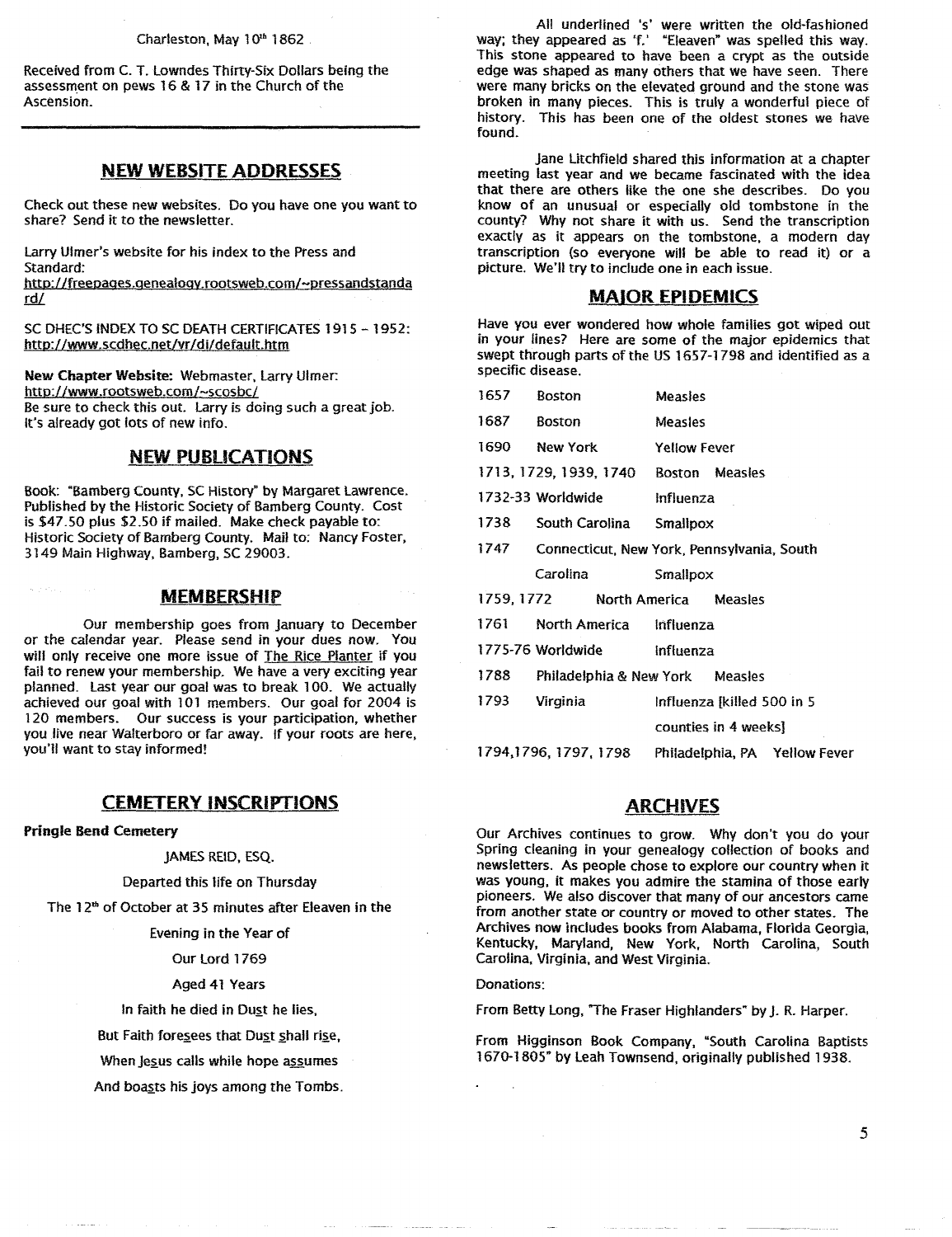Charleston, May 10th 1862

Received from C. T. Lowndes Thirty-Six Dollars being the assessment on pews 16 & 17 in the Church of the Ascension.

---

## NEW WEBSITE ADDRESSES

Check out these new websites. Do you have one you want to share? Send it to the newsletter.

Larry Ulmer's website for his index to the Press and Standard:
http://freepages.genealogy.rootsweb.com/~pressandstandard/

SC DHEC'S INDEX TO SC DEATH CERTIFICATES 1915 - 1952:
http://www.scdhec.net/vr/di/default.htm

**New Chapter Website:** Webmaster, Larry Ulmer:
http://www.rootsweb.com/~scosbc/
Be sure to check this out. Larry is doing such a great job. It's already got lots of new info.

## NEW PUBLICATIONS

Book: "Bamberg County, SC History" by Margaret Lawrence. Published by the Historic Society of Bamberg County. Cost is $47.50 plus $2.50 if mailed. Make check payable to: Historic Society of Bamberg County. Mail to: Nancy Foster, 3149 Main Highway, Bamberg, SC 29003.

## MEMBERSHIP

Our membership goes from January to December or the calendar year. Please send in your dues now. You will only receive one more issue of The Rice Planter if you fail to renew your membership. We have a very exciting year planned. Last year our goal was to break 100. We actually achieved our goal with 101 members. Our goal for 2004 is 120 members. Our success is your participation, whether you live near Walterboro or far away. If your roots are here, you'll want to stay informed!

## CEMETERY INSCRIPTIONS

**Pringle Bend Cemetery**

JAMES REID, ESQ.

Departed this life on Thursday

The 12th of October at 35 minutes after Eleaven in the

Evening in the Year of

Our Lord 1769

Aged 41 Years

In faith he died in Dust he lies,

But Faith foresees that Dust shall rise,

When Jesus calls while hope assumes

And boasts his joys among the Tombs.

All underlined 's' were written the old-fashioned way; they appeared as 'f.' "Eleaven" was spelled this way. This stone appeared to have been a crypt as the outside edge was shaped as many others that we have seen. There were many bricks on the elevated ground and the stone was broken in many pieces. This is truly a wonderful piece of history. This has been one of the oldest stones we have found.

Jane Litchfield shared this information at a chapter meeting last year and we became fascinated with the idea that there are others like the one she describes. Do you know of an unusual or especially old tombstone in the county? Why not share it with us. Send the transcription exactly as it appears on the tombstone, a modern day transcription (so everyone will be able to read it) or a picture. We'll try to include one in each issue.

## MAJOR EPIDEMICS

Have you ever wondered how whole families got wiped out in your lines? Here are some of the major epidemics that swept through parts of the US 1657-1798 and identified as a specific disease.

| Year | Place | Disease |
|---|---|---|
| 1657 | Boston | Measles |
| 1687 | Boston | Measles |
| 1690 | New York | Yellow Fever |
| 1713, 1729, 1939, 1740 | Boston | Measles |
| 1732-33 | Worldwide | Influenza |
| 1738 | South Carolina | Smallpox |
| 1747 | Connecticut, New York, Pennsylvania, South Carolina | Smallpox |
| 1759, 1772 | North America | Measles |
| 1761 | North America | Influenza |
| 1775-76 | Worldwide | Influenza |
| 1788 | Philadelphia & New York | Measles |
| 1793 | Virginia | Influenza [killed 500 in 5 counties in 4 weeks] |
| 1794,1796, 1797, 1798 | Philadelphia, PA | Yellow Fever |

## ARCHIVES

Our Archives continues to grow. Why don't you do your Spring cleaning in your genealogy collection of books and newsletters. As people chose to explore our country when it was young, it makes you admire the stamina of those early pioneers. We also discover that many of our ancestors came from another state or country or moved to other states. The Archives now includes books from Alabama, Florida Georgia, Kentucky, Maryland, New York, North Carolina, South Carolina, Virginia, and West Virginia.

Donations:

From Betty Long, "The Fraser Highlanders" by J. R. Harper.

From Higginson Book Company, "South Carolina Baptists 1670-1805" by Leah Townsend, originally published 1938.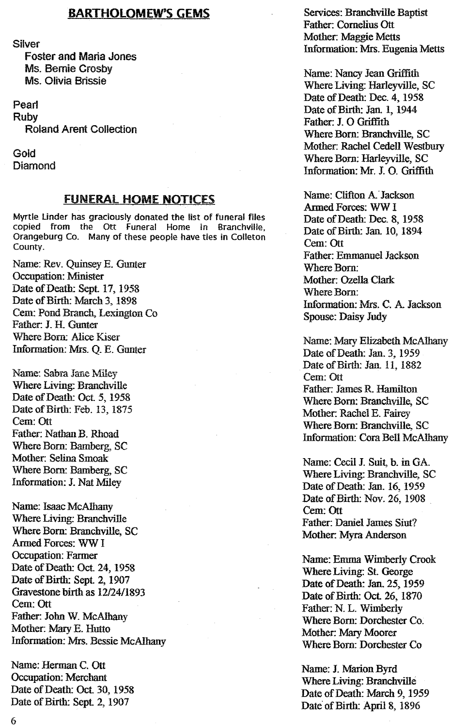## BARTHOLOMEW'S GEMS

Silver
- Foster and Maria Jones
- Ms. Bernie Crosby
- Ms. Olivia Brissie

Pearl

Ruby
- Roland Arent Collection

Gold

Diamond

## FUNERAL HOME NOTICES

Myrtle Linder has graciously donated the list of funeral files copied from the Ott Funeral Home in Branchville, Orangeburg Co. Many of these people have ties in Colleton County.

Name: Rev. Quinsey E. Gunter
Occupation: Minister
Date of Death: Sept. 17, 1958
Date of Birth: March 3, 1898
Cem: Pond Branch, Lexington Co
Father: J. H. Gunter
Where Born: Alice Kiser
Information: Mrs. Q. E. Gunter

Name: Sabra Jane Miley
Where Living: Branchville
Date of Death: Oct. 5, 1958
Date of Birth: Feb. 13, 1875
Cem: Ott
Father: Nathan B. Rhoad
Where Born: Bamberg, SC
Mother: Selina Smoak
Where Born: Bamberg, SC
Information: J. Nat Miley

Name: Isaac McAlhany
Where Living: Branchville
Where Born: Branchville, SC
Armed Forces: WW I
Occupation: Farmer
Date of Death: Oct. 24, 1958
Date of Birth: Sept. 2, 1907
Gravestone birth as 12/24/1893
Cem: Ott
Father: John W. McAlhany
Mother: Mary E. Hutto
Information: Mrs. Bessie McAlhany

Name: Herman C. Ott
Occupation: Merchant
Date of Death: Oct. 30, 1958
Date of Birth: Sept. 2, 1907
Services: Branchville Baptist
Father: Cornelius Ott
Mother: Maggie Metts
Information: Mrs. Eugenia Metts

Name: Nancy Jean Griffith
Where Living: Harleyville, SC
Date of Death: Dec. 4, 1958
Date of Birth: Jan. 1, 1944
Father: J. O Griffith
Where Born: Branchville, SC
Mother: Rachel Cedell Westbury
Where Born: Harleyville, SC
Information: Mr. J. O. Griffith

Name: Clifton A. Jackson
Armed Forces: WW I
Date of Death: Dec. 8, 1958
Date of Birth: Jan. 10, 1894
Cem: Ott
Father: Emmanuel Jackson
Where Born:
Mother: Ozella Clark
Where Born:
Information: Mrs. C. A. Jackson
Spouse: Daisy Judy

Name: Mary Elizabeth McAlhany
Date of Death: Jan. 3, 1959
Date of Birth: Jan. 11, 1882
Cem: Ott
Father: James R. Hamilton
Where Born: Branchville, SC
Mother: Rachel E. Fairey
Where Born: Branchville, SC
Information: Cora Bell McAlhany

Name: Cecil J. Suit, b. in GA.
Where Living: Branchville, SC
Date of Death: Jan. 16, 1959
Date of Birth: Nov. 26, 1908
Cem: Ott
Father: Daniel James Siut?
Mother: Myra Anderson

Name: Emma Wimberly Crook
Where Living: St. George
Date of Death: Jan. 25, 1959
Date of Birth: Oct. 26, 1870
Father: N. L. Wimberly
Where Born: Dorchester Co.
Mother: Mary Moorer
Where Born: Dorchester Co

Name: J. Marion Byrd
Where Living: Branchville
Date of Death: March 9, 1959
Date of Birth: April 8, 1896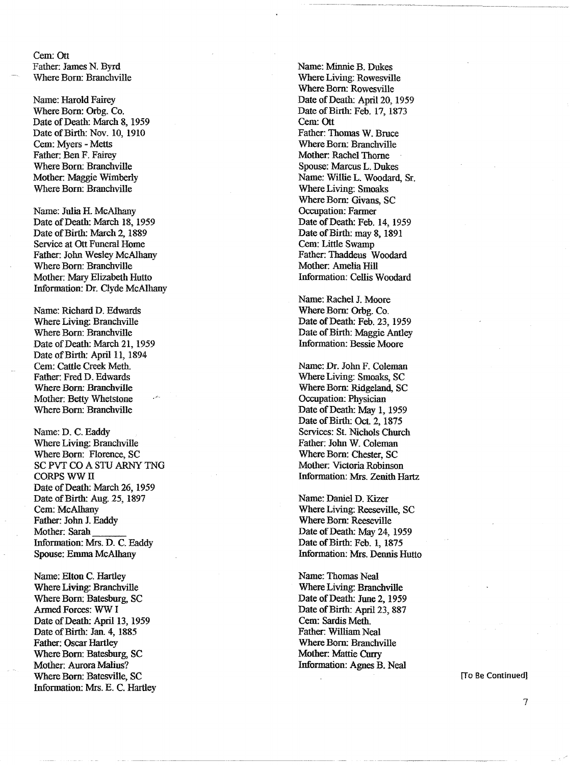Cem: Ott
Father: James N. Byrd
Where Born: Branchville

Name: Harold Fairey
Where Born: Orbg. Co.
Date of Death: March 8, 1959
Date of Birth: Nov. 10, 1910
Cem: Myers - Metts
Father: Ben F. Fairey
Where Born: Branchville
Mother: Maggie Wimberly
Where Born: Branchville

Name: Julia H. McAlhany
Date of Death: March 18, 1959
Date of Birth: March 2, 1889
Service at Ott Funeral Home
Father: John Wesley McAlhany
Where Born: Branchville
Mother: Mary Elizabeth Hutto
Information: Dr. Clyde McAlhany

Name: Richard D. Edwards
Where Living: Branchville
Where Born: Branchville
Date of Death: March 21, 1959
Date of Birth: April 11, 1894
Cem: Cattle Creek Meth.
Father: Fred D. Edwards
Where Born: Branchville
Mother: Betty Whetstone
Where Born: Branchville

Name: D. C. Eaddy
Where Living: Branchville
Where Born: Florence, SC
SC PVT CO A STU ARNY TNG
CORPS WW II
Date of Death: March 26, 1959
Date of Birth: Aug. 25, 1897
Cem: McAlhany
Father: John J. Eaddy
Mother: Sarah \_\_\_\_\_\_\_
Information: Mrs. D. C. Eaddy
Spouse: Emma McAlhany

Name: Elton C. Hartley
Where Living: Branchville
Where Born: Batesburg, SC
Armed Forces: WW I
Date of Death: April 13, 1959
Date of Birth: Jan. 4, 1885
Father: Oscar Hartley
Where Born: Batesburg, SC
Mother: Aurora Malius?
Where Born: Batesville, SC
Information: Mrs. E. C. Hartley

Name: Minnie B. Dukes
Where Living: Rowesville
Where Born: Rowesville
Date of Death: April 20, 1959
Date of Birth: Feb. 17, 1873
Cem: Ott
Father: Thomas W. Bruce
Where Born: Branchville
Mother: Rachel Thorne
Spouse: Marcus L. Dukes
Name: Willie L. Woodard, Sr.
Where Living: Smoaks
Where Born: Givans, SC
Occupation: Farmer
Date of Death: Feb. 14, 1959
Date of Birth: may 8, 1891
Cem: Little Swamp
Father: Thaddeus Woodard
Mother: Amelia Hill
Information: Cellis Woodard

Name: Rachel J. Moore
Where Born: Orbg. Co.
Date of Death: Feb. 23, 1959
Date of Birth: Maggie Antley
Information: Bessie Moore

Name: Dr. John F. Coleman
Where Living: Smoaks, SC
Where Born: Ridgeland, SC
Occupation: Physician
Date of Death: May 1, 1959
Date of Birth: Oct. 2, 1875
Services: St. Nichols Church
Father: John W. Coleman
Where Born: Chester, SC
Mother: Victoria Robinson
Information: Mrs. Zenith Hartz

Name: Daniel D. Kizer
Where Living: Reeseville, SC
Where Born: Reeseville
Date of Death: May 24, 1959
Date of Birth: Feb. 1, 1875
Information: Mrs. Dennis Hutto

Name: Thomas Neal
Where Living: Branchville
Date of Death: June 2, 1959
Date of Birth: April 23, 887
Cem: Sardis Meth.
Father: William Neal
Where Born: Branchville
Mother: Mattie Curry
Information: Agnes B. Neal

[To Be Continued]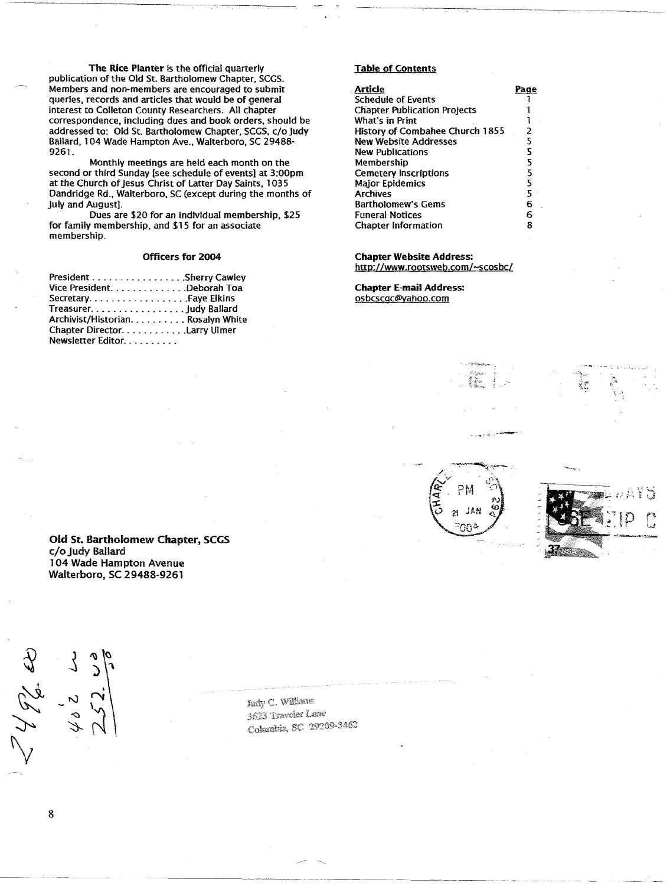**The Rice Planter** is the official quarterly publication of the Old St. Bartholomew Chapter, SCGS. Members and non-members are encouraged to submit queries, records and articles that would be of general interest to Colleton County Researchers. All chapter correspondence, including dues and book orders, should be addressed to: Old St. Bartholomew Chapter, SCGS, c/o Judy Ballard, 104 Wade Hampton Ave., Walterboro, SC 29488-9261.

Monthly meetings are held each month on the second or third Sunday [see schedule of events] at 3:00pm at the Church of Jesus Christ of Latter Day Saints, 1035 Dandridge Rd., Walterboro, SC (except during the months of July and August).

Dues are $20 for an individual membership, $25 for family membership, and $15 for an associate membership.

**Officers for 2004**

President . . . . . . . . . . . . . . . . .Sherry Cawley
Vice President. . . . . . . . . . . . . .Deborah Toa
Secretary. . . . . . . . . . . . . . . . . .Faye Elkins
Treasurer. . . . . . . . . . . . . . . . . Judy Ballard
Archivist/Historian. . . . . . . . . . Rosalyn White
Chapter Director. . . . . . . . . . . .Larry Ulmer
Newsletter Editor. . . . . . . . . .

**Table of Contents**

| Article | Page |
|---|---|
| Schedule of Events | 1 |
| Chapter Publication Projects | 1 |
| What's in Print | 1 |
| History of Combahee Church 1855 | 2 |
| New Website Addresses | 5 |
| New Publications | 5 |
| Membership | 5 |
| Cemetery Inscriptions | 5 |
| Major Epidemics | 5 |
| Archives | 5 |
| Bartholomew's Gems | 6 |
| Funeral Notices | 6 |
| Chapter Information | 8 |

**Chapter Website Address:**
http://www.rootsweb.com/~scosbc/

**Chapter E-mail Address:**
osbcscgc@yahoo.com

**Old St. Bartholomew Chapter, SCGS**
**c/o Judy Ballard**
**104 Wade Hampton Avenue**
**Walterboro, SC 29488-9261**

Judy C. Williams
3623 Traveler Lane
Columbia, SC 29209-3462